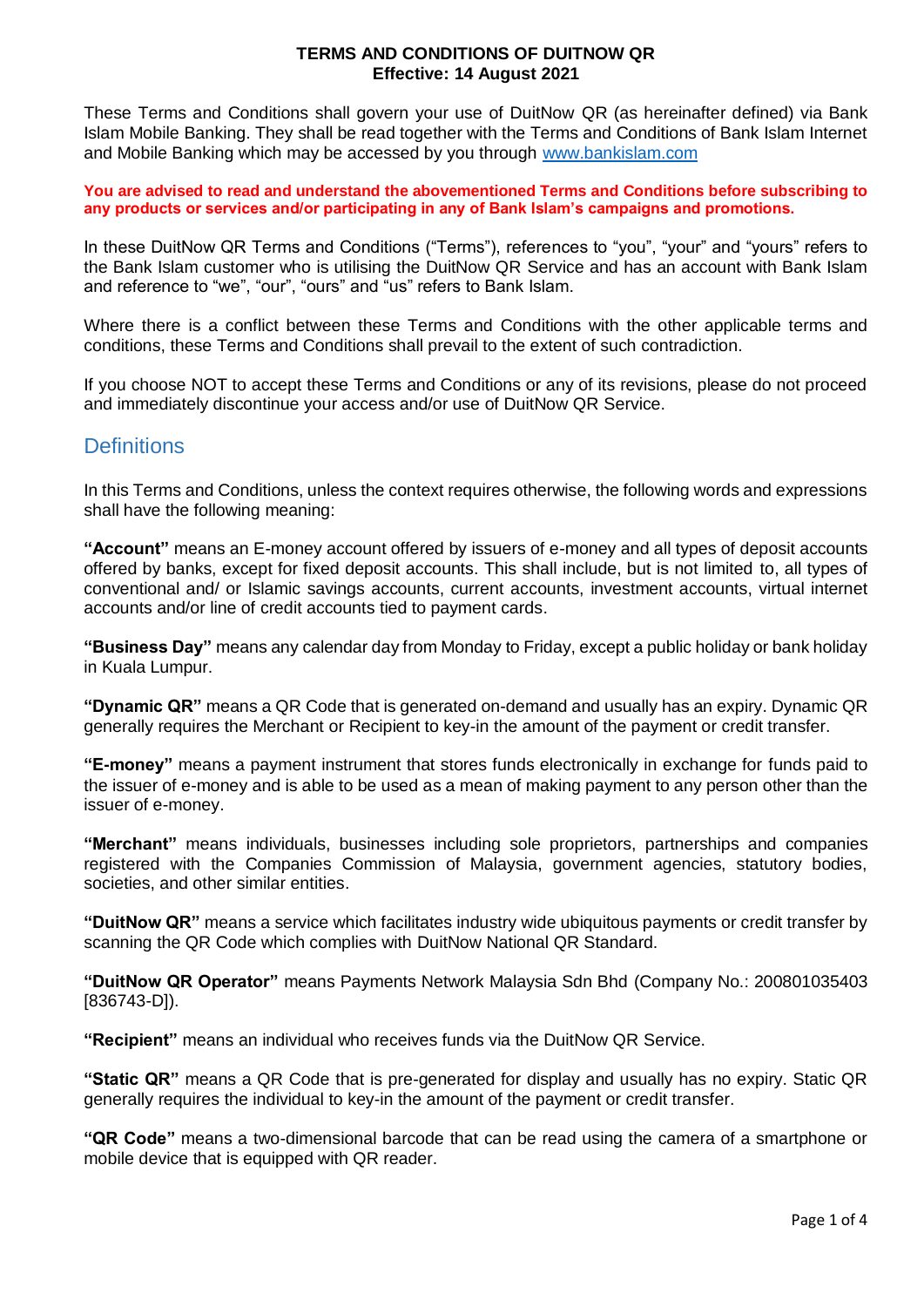**TERMS AND CONDITIONS OF DUITNOW QR**
**Effective: 14 August 2021**

These Terms and Conditions shall govern your use of DuitNow QR (as hereinafter defined) via Bank Islam Mobile Banking. They shall be read together with the Terms and Conditions of Bank Islam Internet and Mobile Banking which may be accessed by you through www.bankislam.com

**You are advised to read and understand the abovementioned Terms and Conditions before subscribing to any products or services and/or participating in any of Bank Islam's campaigns and promotions.**

In these DuitNow QR Terms and Conditions ("Terms"), references to "you", "your" and "yours" refers to the Bank Islam customer who is utilising the DuitNow QR Service and has an account with Bank Islam and reference to "we", "our", "ours" and "us" refers to Bank Islam.

Where there is a conflict between these Terms and Conditions with the other applicable terms and conditions, these Terms and Conditions shall prevail to the extent of such contradiction.

If you choose NOT to accept these Terms and Conditions or any of its revisions, please do not proceed and immediately discontinue your access and/or use of DuitNow QR Service.

## Definitions

In this Terms and Conditions, unless the context requires otherwise, the following words and expressions shall have the following meaning:

**"Account"** means an E-money account offered by issuers of e-money and all types of deposit accounts offered by banks, except for fixed deposit accounts. This shall include, but is not limited to, all types of conventional and/ or Islamic savings accounts, current accounts, investment accounts, virtual internet accounts and/or line of credit accounts tied to payment cards.

**"Business Day"** means any calendar day from Monday to Friday, except a public holiday or bank holiday in Kuala Lumpur.

**"Dynamic QR"** means a QR Code that is generated on-demand and usually has an expiry. Dynamic QR generally requires the Merchant or Recipient to key-in the amount of the payment or credit transfer.

**"E-money"** means a payment instrument that stores funds electronically in exchange for funds paid to the issuer of e-money and is able to be used as a mean of making payment to any person other than the issuer of e-money.

**"Merchant"** means individuals, businesses including sole proprietors, partnerships and companies registered with the Companies Commission of Malaysia, government agencies, statutory bodies, societies, and other similar entities.

**"DuitNow QR"** means a service which facilitates industry wide ubiquitous payments or credit transfer by scanning the QR Code which complies with DuitNow National QR Standard.

**"DuitNow QR Operator"** means Payments Network Malaysia Sdn Bhd (Company No.: 200801035403 [836743-D]).

**"Recipient"** means an individual who receives funds via the DuitNow QR Service.

**"Static QR"** means a QR Code that is pre-generated for display and usually has no expiry. Static QR generally requires the individual to key-in the amount of the payment or credit transfer.

**"QR Code"** means a two-dimensional barcode that can be read using the camera of a smartphone or mobile device that is equipped with QR reader.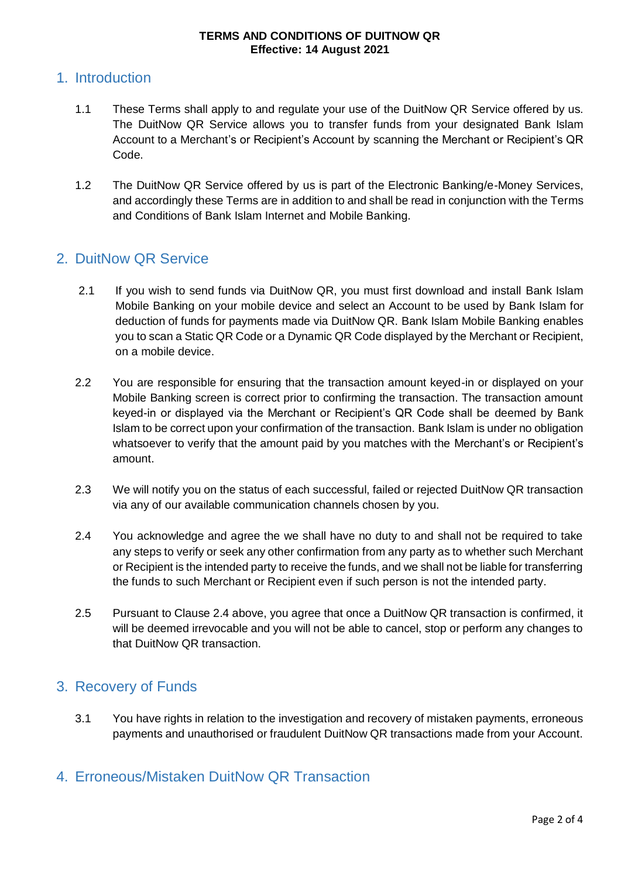**TERMS AND CONDITIONS OF DUITNOW QR**
**Effective: 14 August 2021**

## 1. Introduction

1.1 These Terms shall apply to and regulate your use of the DuitNow QR Service offered by us. The DuitNow QR Service allows you to transfer funds from your designated Bank Islam Account to a Merchant's or Recipient's Account by scanning the Merchant or Recipient's QR Code.

1.2 The DuitNow QR Service offered by us is part of the Electronic Banking/e-Money Services, and accordingly these Terms are in addition to and shall be read in conjunction with the Terms and Conditions of Bank Islam Internet and Mobile Banking.

## 2. DuitNow QR Service

2.1 If you wish to send funds via DuitNow QR, you must first download and install Bank Islam Mobile Banking on your mobile device and select an Account to be used by Bank Islam for deduction of funds for payments made via DuitNow QR. Bank Islam Mobile Banking enables you to scan a Static QR Code or a Dynamic QR Code displayed by the Merchant or Recipient, on a mobile device.

2.2 You are responsible for ensuring that the transaction amount keyed-in or displayed on your Mobile Banking screen is correct prior to confirming the transaction. The transaction amount keyed-in or displayed via the Merchant or Recipient's QR Code shall be deemed by Bank Islam to be correct upon your confirmation of the transaction. Bank Islam is under no obligation whatsoever to verify that the amount paid by you matches with the Merchant's or Recipient's amount.

2.3 We will notify you on the status of each successful, failed or rejected DuitNow QR transaction via any of our available communication channels chosen by you.

2.4 You acknowledge and agree the we shall have no duty to and shall not be required to take any steps to verify or seek any other confirmation from any party as to whether such Merchant or Recipient is the intended party to receive the funds, and we shall not be liable for transferring the funds to such Merchant or Recipient even if such person is not the intended party.

2.5 Pursuant to Clause 2.4 above, you agree that once a DuitNow QR transaction is confirmed, it will be deemed irrevocable and you will not be able to cancel, stop or perform any changes to that DuitNow QR transaction.

## 3. Recovery of Funds

3.1 You have rights in relation to the investigation and recovery of mistaken payments, erroneous payments and unauthorised or fraudulent DuitNow QR transactions made from your Account.

## 4. Erroneous/Mistaken DuitNow QR Transaction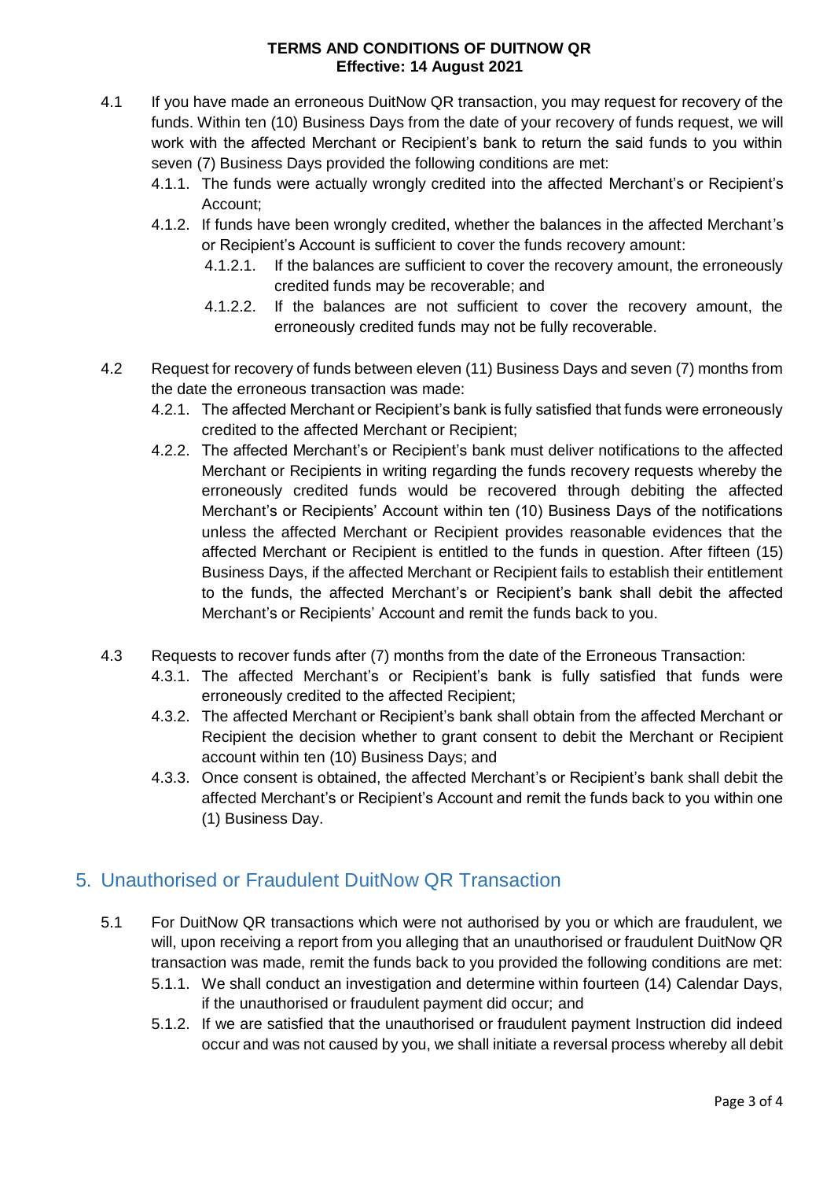4.1 If you have made an erroneous DuitNow QR transaction, you may request for recovery of the funds. Within ten (10) Business Days from the date of your recovery of funds request, we will work with the affected Merchant or Recipient's bank to return the said funds to you within seven (7) Business Days provided the following conditions are met:

- 4.1.1. The funds were actually wrongly credited into the affected Merchant's or Recipient's Account;
- 4.1.2. If funds have been wrongly credited, whether the balances in the affected Merchant's or Recipient's Account is sufficient to cover the funds recovery amount:
  - 4.1.2.1. If the balances are sufficient to cover the recovery amount, the erroneously credited funds may be recoverable; and
  - 4.1.2.2. If the balances are not sufficient to cover the recovery amount, the erroneously credited funds may not be fully recoverable.

4.2 Request for recovery of funds between eleven (11) Business Days and seven (7) months from the date the erroneous transaction was made:

- 4.2.1. The affected Merchant or Recipient's bank is fully satisfied that funds were erroneously credited to the affected Merchant or Recipient;
- 4.2.2. The affected Merchant's or Recipient's bank must deliver notifications to the affected Merchant or Recipients in writing regarding the funds recovery requests whereby the erroneously credited funds would be recovered through debiting the affected Merchant's or Recipients' Account within ten (10) Business Days of the notifications unless the affected Merchant or Recipient provides reasonable evidences that the affected Merchant or Recipient is entitled to the funds in question. After fifteen (15) Business Days, if the affected Merchant or Recipient fails to establish their entitlement to the funds, the affected Merchant's or Recipient's bank shall debit the affected Merchant's or Recipients' Account and remit the funds back to you.

4.3 Requests to recover funds after (7) months from the date of the Erroneous Transaction:

- 4.3.1. The affected Merchant's or Recipient's bank is fully satisfied that funds were erroneously credited to the affected Recipient;
- 4.3.2. The affected Merchant or Recipient's bank shall obtain from the affected Merchant or Recipient the decision whether to grant consent to debit the Merchant or Recipient account within ten (10) Business Days; and
- 4.3.3. Once consent is obtained, the affected Merchant's or Recipient's bank shall debit the affected Merchant's or Recipient's Account and remit the funds back to you within one (1) Business Day.

## 5. Unauthorised or Fraudulent DuitNow QR Transaction

5.1 For DuitNow QR transactions which were not authorised by you or which are fraudulent, we will, upon receiving a report from you alleging that an unauthorised or fraudulent DuitNow QR transaction was made, remit the funds back to you provided the following conditions are met:

- 5.1.1. We shall conduct an investigation and determine within fourteen (14) Calendar Days, if the unauthorised or fraudulent payment did occur; and
- 5.1.2. If we are satisfied that the unauthorised or fraudulent payment Instruction did indeed occur and was not caused by you, we shall initiate a reversal process whereby all debit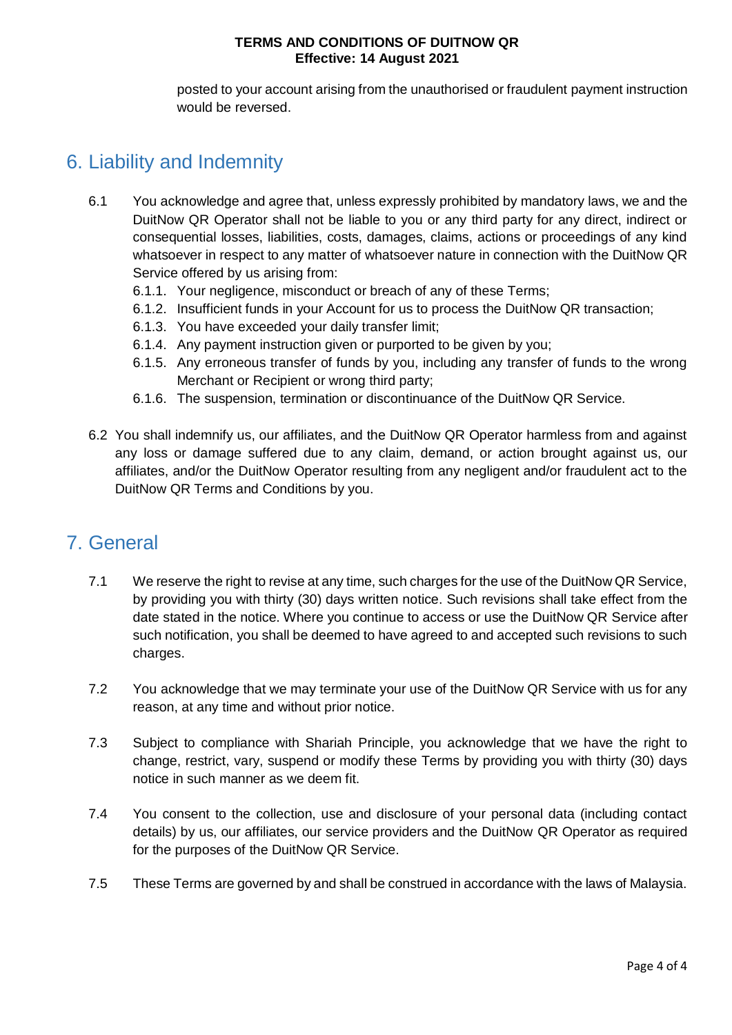posted to your account arising from the unauthorised or fraudulent payment instruction would be reversed.

## 6. Liability and Indemnity

6.1 You acknowledge and agree that, unless expressly prohibited by mandatory laws, we and the DuitNow QR Operator shall not be liable to you or any third party for any direct, indirect or consequential losses, liabilities, costs, damages, claims, actions or proceedings of any kind whatsoever in respect to any matter of whatsoever nature in connection with the DuitNow QR Service offered by us arising from:

- 6.1.1. Your negligence, misconduct or breach of any of these Terms;
- 6.1.2. Insufficient funds in your Account for us to process the DuitNow QR transaction;
- 6.1.3. You have exceeded your daily transfer limit;
- 6.1.4. Any payment instruction given or purported to be given by you;
- 6.1.5. Any erroneous transfer of funds by you, including any transfer of funds to the wrong Merchant or Recipient or wrong third party;
- 6.1.6. The suspension, termination or discontinuance of the DuitNow QR Service.

6.2 You shall indemnify us, our affiliates, and the DuitNow QR Operator harmless from and against any loss or damage suffered due to any claim, demand, or action brought against us, our affiliates, and/or the DuitNow Operator resulting from any negligent and/or fraudulent act to the DuitNow QR Terms and Conditions by you.

## 7. General

7.1 We reserve the right to revise at any time, such charges for the use of the DuitNow QR Service, by providing you with thirty (30) days written notice. Such revisions shall take effect from the date stated in the notice. Where you continue to access or use the DuitNow QR Service after such notification, you shall be deemed to have agreed to and accepted such revisions to such charges.

7.2 You acknowledge that we may terminate your use of the DuitNow QR Service with us for any reason, at any time and without prior notice.

7.3 Subject to compliance with Shariah Principle, you acknowledge that we have the right to change, restrict, vary, suspend or modify these Terms by providing you with thirty (30) days notice in such manner as we deem fit.

7.4 You consent to the collection, use and disclosure of your personal data (including contact details) by us, our affiliates, our service providers and the DuitNow QR Operator as required for the purposes of the DuitNow QR Service.

7.5 These Terms are governed by and shall be construed in accordance with the laws of Malaysia.